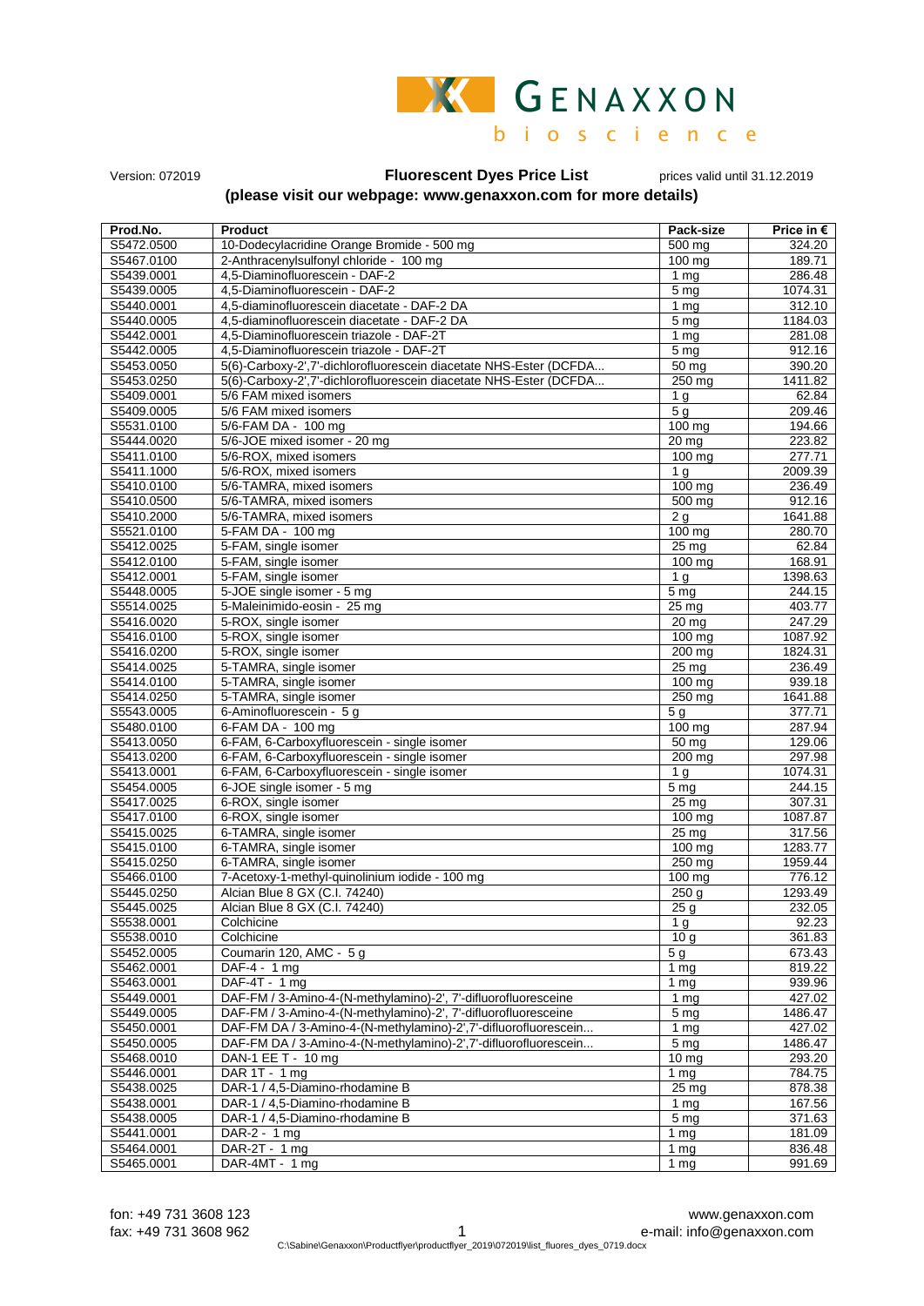GENAXXON bioscience

Version: 072019

# Fluorescent Dyes Price List

prices valid until 31.12.2019

**(please visit our webpage: www.genaxxon.com for more details)**

| Prod.No. | Product | Pack-size | Price in € |
|---|---|---|---|
| S5472.0500 | 10-Dodecylacridine Orange Bromide - 500 mg | 500 mg | 324.20 |
| S5467.0100 | 2-Anthracenylsulfonyl chloride - 100 mg | 100 mg | 189.71 |
| S5439.0001 | 4,5-Diaminofluorescein - DAF-2 | 1 mg | 286.48 |
| S5439.0005 | 4,5-Diaminofluorescein - DAF-2 | 5 mg | 1074.31 |
| S5440.0001 | 4,5-diaminofluorescein diacetate - DAF-2 DA | 1 mg | 312.10 |
| S5440.0005 | 4,5-diaminofluorescein diacetate - DAF-2 DA | 5 mg | 1184.03 |
| S5442.0001 | 4,5-Diaminofluorescein triazole - DAF-2T | 1 mg | 281.08 |
| S5442.0005 | 4,5-Diaminofluorescein triazole - DAF-2T | 5 mg | 912.16 |
| S5453.0050 | 5(6)-Carboxy-2',7'-dichlorofluorescein diacetate NHS-Ester (DCFDA... | 50 mg | 390.20 |
| S5453.0250 | 5(6)-Carboxy-2',7'-dichlorofluorescein diacetate NHS-Ester (DCFDA... | 250 mg | 1411.82 |
| S5409.0001 | 5/6 FAM mixed isomers | 1 g | 62.84 |
| S5409.0005 | 5/6 FAM mixed isomers | 5 g | 209.46 |
| S5531.0100 | 5/6-FAM DA - 100 mg | 100 mg | 194.66 |
| S5444.0020 | 5/6-JOE mixed isomer - 20 mg | 20 mg | 223.82 |
| S5411.0100 | 5/6-ROX, mixed isomers | 100 mg | 277.71 |
| S5411.1000 | 5/6-ROX, mixed isomers | 1 g | 2009.39 |
| S5410.0100 | 5/6-TAMRA, mixed isomers | 100 mg | 236.49 |
| S5410.0500 | 5/6-TAMRA, mixed isomers | 500 mg | 912.16 |
| S5410.2000 | 5/6-TAMRA, mixed isomers | 2 g | 1641.88 |
| S5521.0100 | 5-FAM DA - 100 mg | 100 mg | 280.70 |
| S5412.0025 | 5-FAM, single isomer | 25 mg | 62.84 |
| S5412.0100 | 5-FAM, single isomer | 100 mg | 168.91 |
| S5412.0001 | 5-FAM, single isomer | 1 g | 1398.63 |
| S5448.0005 | 5-JOE single isomer - 5 mg | 5 mg | 244.15 |
| S5514.0025 | 5-Maleinimido-eosin - 25 mg | 25 mg | 403.77 |
| S5416.0020 | 5-ROX, single isomer | 20 mg | 247.29 |
| S5416.0100 | 5-ROX, single isomer | 100 mg | 1087.92 |
| S5416.0200 | 5-ROX, single isomer | 200 mg | 1824.31 |
| S5414.0025 | 5-TAMRA, single isomer | 25 mg | 236.49 |
| S5414.0100 | 5-TAMRA, single isomer | 100 mg | 939.18 |
| S5414.0250 | 5-TAMRA, single isomer | 250 mg | 1641.88 |
| S5543.0005 | 6-Aminofluorescein - 5 g | 5 g | 377.71 |
| S5480.0100 | 6-FAM DA - 100 mg | 100 mg | 287.94 |
| S5413.0050 | 6-FAM, 6-Carboxyfluorescein - single isomer | 50 mg | 129.06 |
| S5413.0200 | 6-FAM, 6-Carboxyfluorescein - single isomer | 200 mg | 297.98 |
| S5413.0001 | 6-FAM, 6-Carboxyfluorescein - single isomer | 1 g | 1074.31 |
| S5454.0005 | 6-JOE single isomer - 5 mg | 5 mg | 244.15 |
| S5417.0025 | 6-ROX, single isomer | 25 mg | 307.31 |
| S5417.0100 | 6-ROX, single isomer | 100 mg | 1087.87 |
| S5415.0025 | 6-TAMRA, single isomer | 25 mg | 317.56 |
| S5415.0100 | 6-TAMRA, single isomer | 100 mg | 1283.77 |
| S5415.0250 | 6-TAMRA, single isomer | 250 mg | 1959.44 |
| S5466.0100 | 7-Acetoxy-1-methyl-quinolinium iodide - 100 mg | 100 mg | 776.12 |
| S5445.0250 | Alcian Blue 8 GX (C.I. 74240) | 250 g | 1293.49 |
| S5445.0025 | Alcian Blue 8 GX (C.I. 74240) | 25 g | 232.05 |
| S5538.0001 | Colchicine | 1 g | 92.23 |
| S5538.0010 | Colchicine | 10 g | 361.83 |
| S5452.0005 | Coumarin 120, AMC - 5 g | 5 g | 673.43 |
| S5462.0001 | DAF-4 - 1 mg | 1 mg | 819.22 |
| S5463.0001 | DAF-4T - 1 mg | 1 mg | 939.96 |
| S5449.0001 | DAF-FM / 3-Amino-4-(N-methylamino)-2', 7'-difluorofluoresceine | 1 mg | 427.02 |
| S5449.0005 | DAF-FM / 3-Amino-4-(N-methylamino)-2', 7'-difluorofluoresceine | 5 mg | 1486.47 |
| S5450.0001 | DAF-FM DA / 3-Amino-4-(N-methylamino)-2',7'-difluorofluorescein... | 1 mg | 427.02 |
| S5450.0005 | DAF-FM DA / 3-Amino-4-(N-methylamino)-2',7'-difluorofluorescein... | 5 mg | 1486.47 |
| S5468.0010 | DAN-1 EE T - 10 mg | 10 mg | 293.20 |
| S5446.0001 | DAR 1T - 1 mg | 1 mg | 784.75 |
| S5438.0025 | DAR-1 / 4,5-Diamino-rhodamine B | 25 mg | 878.38 |
| S5438.0001 | DAR-1 / 4,5-Diamino-rhodamine B | 1 mg | 167.56 |
| S5438.0005 | DAR-1 / 4,5-Diamino-rhodamine B | 5 mg | 371.63 |
| S5441.0001 | DAR-2 - 1 mg | 1 mg | 181.09 |
| S5464.0001 | DAR-2T - 1 mg | 1 mg | 836.48 |
| S5465.0001 | DAR-4MT - 1 mg | 1 mg | 991.69 |

fon: +49 731 3608 123
fax: +49 731 3608 962

www.genaxxon.com
e-mail: info@genaxxon.com

C:\Sabine\Genaxxon\Productflyer\productflyer_2019\072019\list_fluores_dyes_0719.docx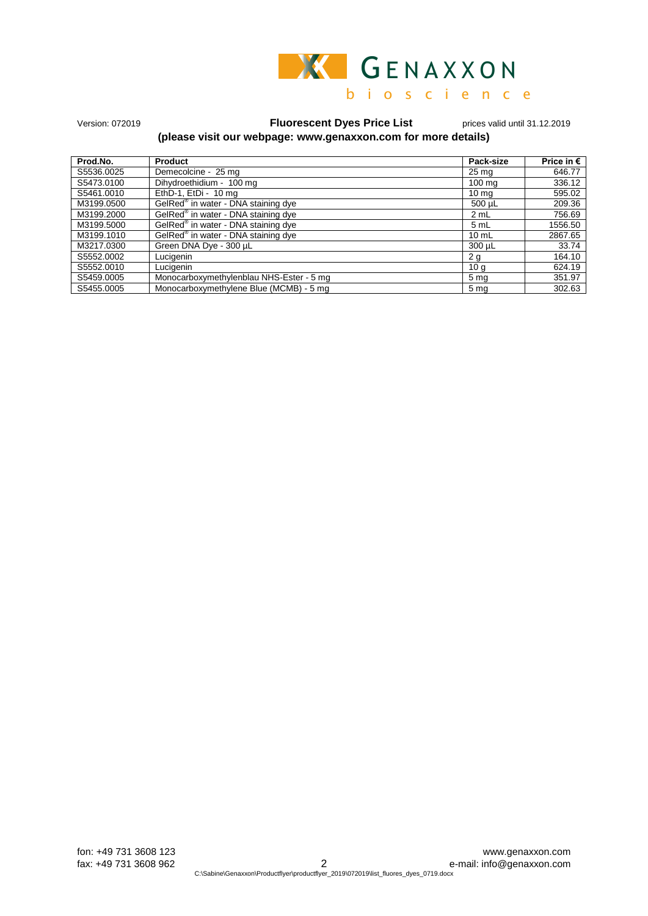GENAXXON bioscience

Version: 072019

**Fluorescent Dyes Price List**

prices valid until 31.12.2019

**(please visit our webpage: www.genaxxon.com for more details)**

| Prod.No. | Product | Pack-size | Price in € |
|---|---|---|---|
| S5536.0025 | Demecolcine - 25 mg | 25 mg | 646.77 |
| S5473.0100 | Dihydroethidium - 100 mg | 100 mg | 336.12 |
| S5461.0010 | EthD-1, EtDi - 10 mg | 10 mg | 595.02 |
| M3199.0500 | GelRed® in water - DNA staining dye | 500 µL | 209.36 |
| M3199.2000 | GelRed® in water - DNA staining dye | 2 mL | 756.69 |
| M3199.5000 | GelRed® in water - DNA staining dye | 5 mL | 1556.50 |
| M3199.1010 | GelRed® in water - DNA staining dye | 10 mL | 2867.65 |
| M3217.0300 | Green DNA Dye - 300 µL | 300 µL | 33.74 |
| S5552.0002 | Lucigenin | 2 g | 164.10 |
| S5552.0010 | Lucigenin | 10 g | 624.19 |
| S5459.0005 | Monocarboxymethylenblau NHS-Ester - 5 mg | 5 mg | 351.97 |
| S5455.0005 | Monocarboxymethylene Blue (MCMB) - 5 mg | 5 mg | 302.63 |

fon: +49 731 3608 123
fax: +49 731 3608 962

www.genaxxon.com
e-mail: info@genaxxon.com

C:\Sabine\Genaxxon\Productflyer\productflyer_2019\072019\list_fluores_dyes_0719.docx